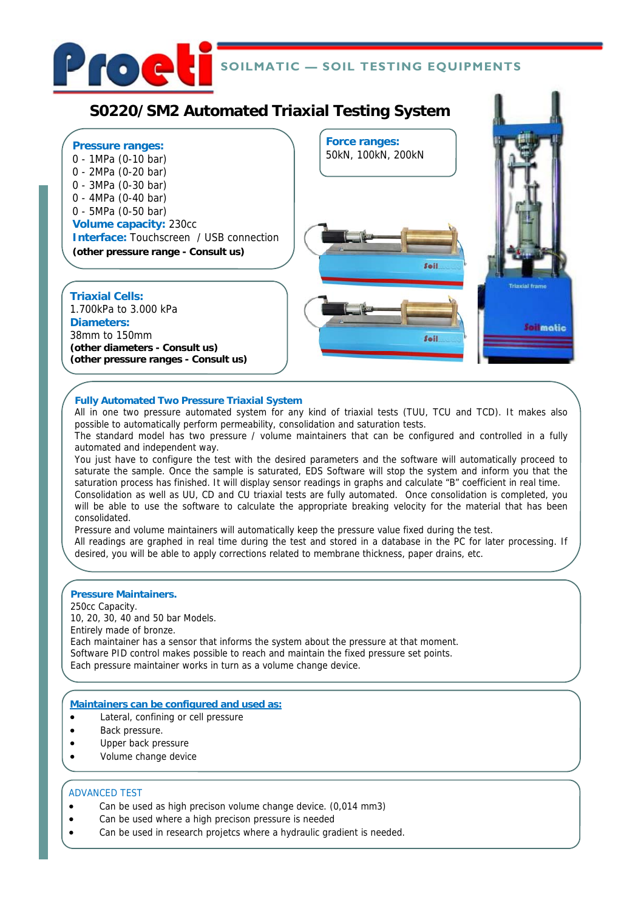Proeti

SOILMATIC — SOIL TESTING EQUIPMENTS

# S0220/SM2 Automated Triaxial Testing System

**Pressure ranges:**
0 - 1MPa (0-10 bar)
0 - 2MPa (0-20 bar)
0 - 3MPa (0-30 bar)
0 - 4MPa (0-40 bar)
0 - 5MPa (0-50 bar)
**Volume capacity:** 230cc
**Interface:** Touchscreen / USB connection
**(other pressure range - Consult us)**

**Force ranges:**
50kN, 100kN, 200kN

**Triaxial Cells:**
1.700kPa to 3.000 kPa
**Diameters:**
38mm to 150mm
**(other diameters - Consult us)**
**(other pressure ranges - Consult us)**

## Fully Automated Two Pressure Triaxial System

All in one two pressure automated system for any kind of triaxial tests (TUU, TCU and TCD). It makes also possible to automatically perform permeability, consolidation and saturation tests.
The standard model has two pressure / volume maintainers that can be configured and controlled in a fully automated and independent way.
You just have to configure the test with the desired parameters and the software will automatically proceed to saturate the sample. Once the sample is saturated, EDS Software will stop the system and inform you that the saturation process has finished. It will display sensor readings in graphs and calculate "B" coefficient in real time.
Consolidation as well as UU, CD and CU triaxial tests are fully automated. Once consolidation is completed, you will be able to use the software to calculate the appropriate breaking velocity for the material that has been consolidated.
Pressure and volume maintainers will automatically keep the pressure value fixed during the test.
All readings are graphed in real time during the test and stored in a database in the PC for later processing. If desired, you will be able to apply corrections related to membrane thickness, paper drains, etc.

## Pressure Maintainers.

250cc Capacity.
10, 20, 30, 40 and 50 bar Models.
Entirely made of bronze.
Each maintainer has a sensor that informs the system about the pressure at that moment.
Software PID control makes possible to reach and maintain the fixed pressure set points.
Each pressure maintainer works in turn as a volume change device.

## Maintainers can be configured and used as:

- Lateral, confining or cell pressure
- Back pressure.
- Upper back pressure
- Volume change device

## ADVANCED TEST

- Can be used as high precison volume change device. (0,014 mm3)
- Can be used where a high precison pressure is needed
- Can be used in research projetcs where a hydraulic gradient is needed.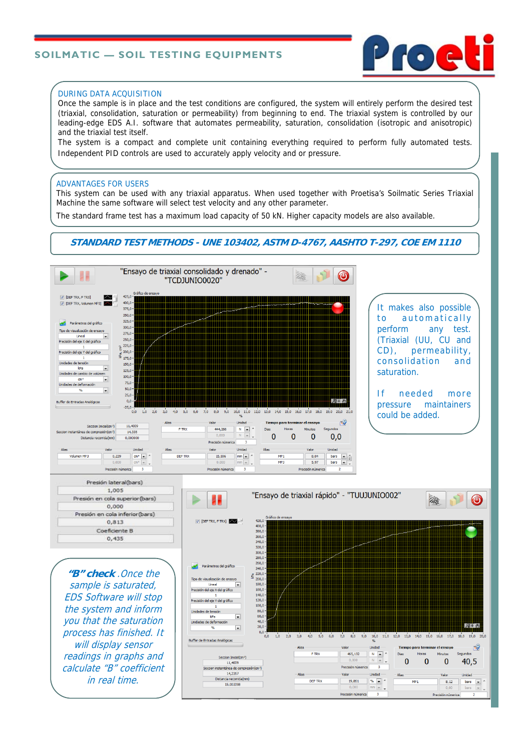## DURING DATA ACQUISITION

Once the sample is in place and the test conditions are configured, the system will entirely perform the desired test (triaxial, consolidation, saturation or permeability) from beginning to end. The triaxial system is controlled by our leading-edge EDS A.I. software that automates permeability, saturation, consolidation (isotropic and anisotropic) and the triaxial test itself.

The system is a compact and complete unit containing everything required to perform fully automated tests. Independent PID controls are used to accurately apply velocity and or pressure.

## ADVANTAGES FOR USERS

This system can be used with any triaxial apparatus. When used together with Proetisa's Soilmatic Series Triaxial Machine the same software will select test velocity and any other parameter.

The standard frame test has a maximum load capacity of 50 kN. Higher capacity models are also available.

### *STANDARD TEST METHODS - UNE 103402, ASTM D-4767, AASHTO T-297, COE EM 1110*

"Ensayo de triaxial consolidado y drenado" - "TCDJUNIO0020"

It makes also possible to automatically perform any test. (Triaxial (UU, CU and CD), permeability, consolidation and saturation.

If needed more pressure maintainers could be added.

| | |
|---|---|
| Presión lateral(bars) | 1,005 |
| Presión en cola superior(bars) | 0,000 |
| Presión en cola inferior(bars) | 0,813 |
| Coeficiente B | 0,435 |

"Ensayo de triaxial rápido" - "TUUJUNIO002"

*"B" check . Once the sample is saturated, EDS Software will stop the system and inform you that the saturation process has finished. It will display sensor readings in graphs and calculate "B" coefficient in real time.*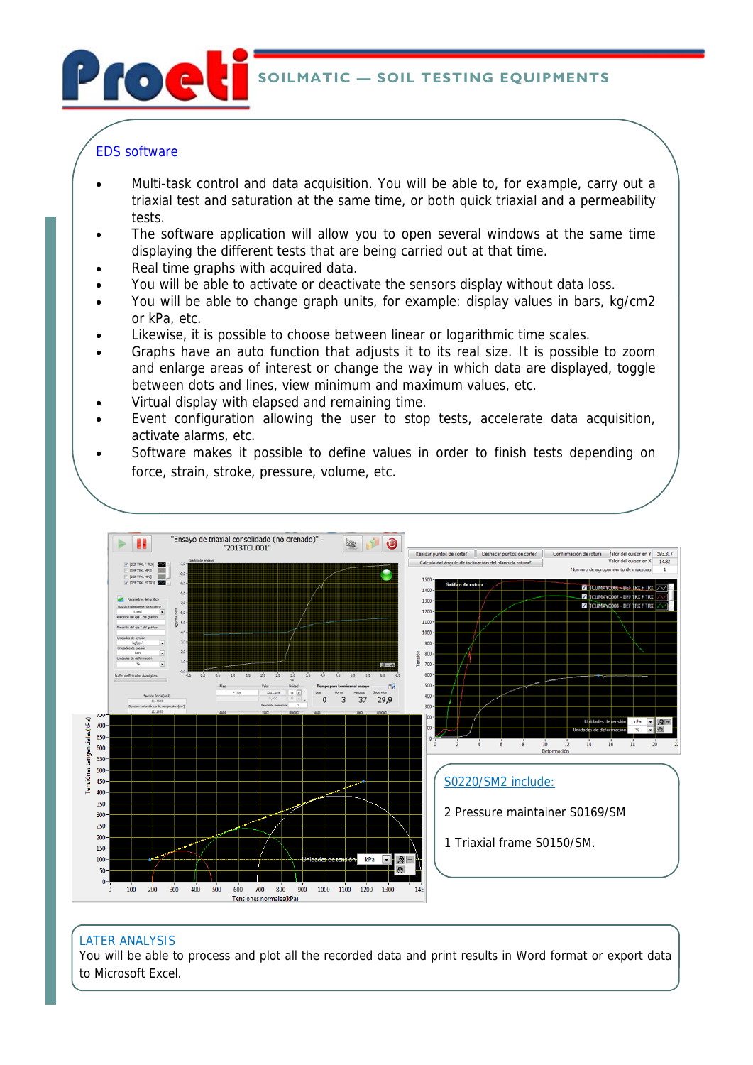Proeti

SOILMATIC — SOIL TESTING EQUIPMENTS

## EDS software

- Multi-task control and data acquisition. You will be able to, for example, carry out a triaxial test and saturation at the same time, or both quick triaxial and a permeability tests.
- The software application will allow you to open several windows at the same time displaying the different tests that are being carried out at that time.
- Real time graphs with acquired data.
- You will be able to activate or deactivate the sensors display without data loss.
- You will be able to change graph units, for example: display values in bars, kg/cm2 or kPa, etc.
- Likewise, it is possible to choose between linear or logarithmic time scales.
- Graphs have an auto function that adjusts it to its real size. It is possible to zoom and enlarge areas of interest or change the way in which data are displayed, toggle between dots and lines, view minimum and maximum values, etc.
- Virtual display with elapsed and remaining time.
- Event configuration allowing the user to stop tests, accelerate data acquisition, activate alarms, etc.
- Software makes it possible to define values in order to finish tests depending on force, strain, stroke, pressure, volume, etc.

"Ensayo de triaxial consolidado (no drenado)" - "2013TCU001"

Gráfico de rotura

Tensiones tangenciales(kPa)

Tensiones normales(kPa)

Unidades de tensión kPa

Deformación

### S0220/SM2 include:

2 Pressure maintainer S0169/SM

1 Triaxial frame S0150/SM.

## LATER ANALYSIS

You will be able to process and plot all the recorded data and print results in Word format or export data to Microsoft Excel.